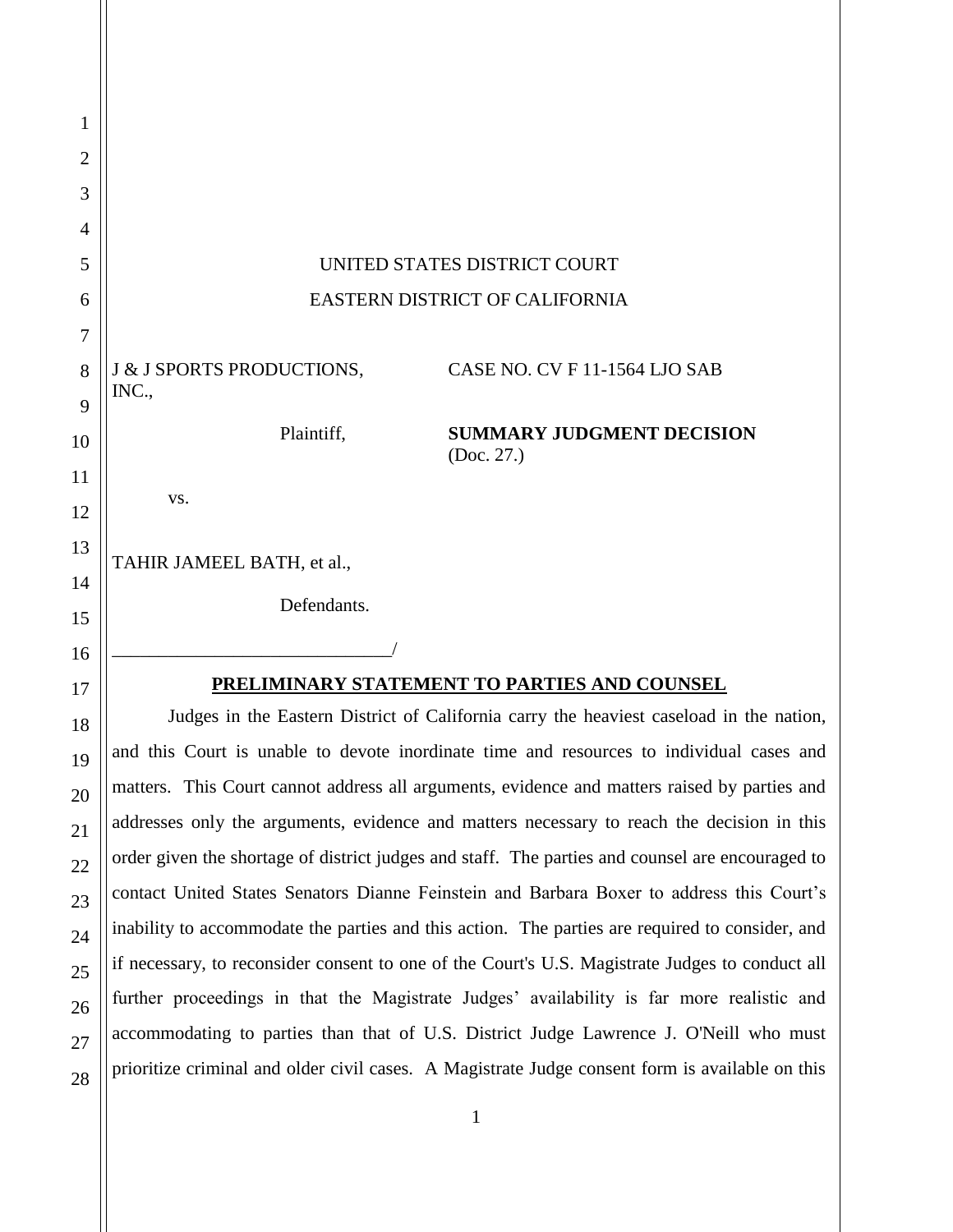UNITED STATES DISTRICT COURT

EASTERN DISTRICT OF CALIFORNIA

J & J SPORTS PRODUCTIONS, INC.,

Plaintiff,

vs.

TAHIR JAMEEL BATH, et al.,

Defendants.

_____________________________/

CASE NO. CV F 11-1564 LJO SAB

**SUMMARY JUDGMENT DECISION**
(Doc. 27.)

**PRELIMINARY STATEMENT TO PARTIES AND COUNSEL**

Judges in the Eastern District of California carry the heaviest caseload in the nation, and this Court is unable to devote inordinate time and resources to individual cases and matters. This Court cannot address all arguments, evidence and matters raised by parties and addresses only the arguments, evidence and matters necessary to reach the decision in this order given the shortage of district judges and staff. The parties and counsel are encouraged to contact United States Senators Dianne Feinstein and Barbara Boxer to address this Court's inability to accommodate the parties and this action. The parties are required to consider, and if necessary, to reconsider consent to one of the Court's U.S. Magistrate Judges to conduct all further proceedings in that the Magistrate Judges' availability is far more realistic and accommodating to parties than that of U.S. District Judge Lawrence J. O'Neill who must prioritize criminal and older civil cases. A Magistrate Judge consent form is available on this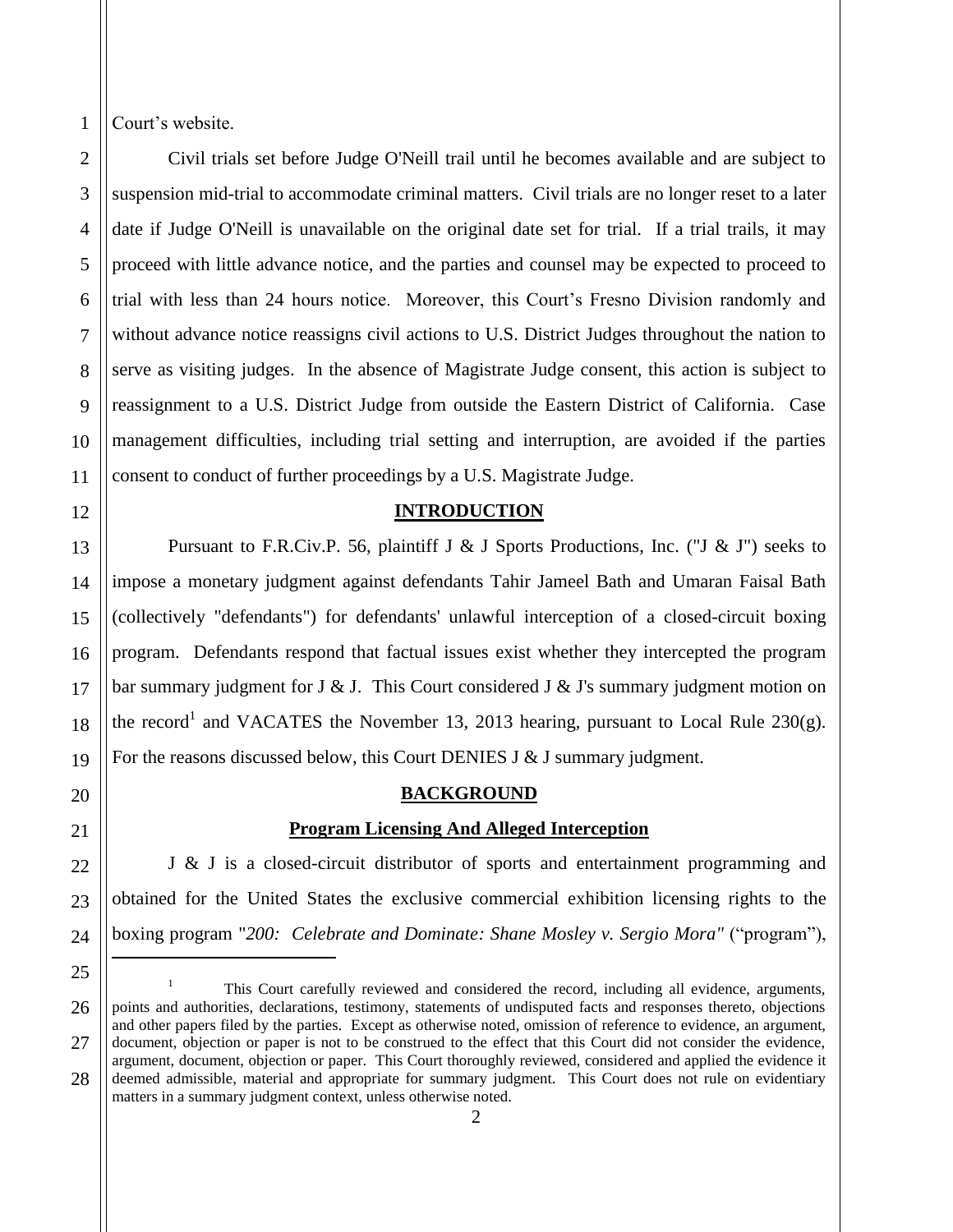Court's website.

Civil trials set before Judge O'Neill trail until he becomes available and are subject to suspension mid-trial to accommodate criminal matters. Civil trials are no longer reset to a later date if Judge O'Neill is unavailable on the original date set for trial. If a trial trails, it may proceed with little advance notice, and the parties and counsel may be expected to proceed to trial with less than 24 hours notice. Moreover, this Court's Fresno Division randomly and without advance notice reassigns civil actions to U.S. District Judges throughout the nation to serve as visiting judges. In the absence of Magistrate Judge consent, this action is subject to reassignment to a U.S. District Judge from outside the Eastern District of California. Case management difficulties, including trial setting and interruption, are avoided if the parties consent to conduct of further proceedings by a U.S. Magistrate Judge.

## INTRODUCTION

Pursuant to F.R.Civ.P. 56, plaintiff J & J Sports Productions, Inc. ("J & J") seeks to impose a monetary judgment against defendants Tahir Jameel Bath and Umaran Faisal Bath (collectively "defendants") for defendants' unlawful interception of a closed-circuit boxing program. Defendants respond that factual issues exist whether they intercepted the program bar summary judgment for J & J. This Court considered J & J's summary judgment motion on the record[1] and VACATES the November 13, 2013 hearing, pursuant to Local Rule 230(g). For the reasons discussed below, this Court DENIES J & J summary judgment.

## BACKGROUND

### Program Licensing And Alleged Interception

J & J is a closed-circuit distributor of sports and entertainment programming and obtained for the United States the exclusive commercial exhibition licensing rights to the boxing program "*200: Celebrate and Dominate: Shane Mosley v. Sergio Mora*" ("program"),

---

[1] This Court carefully reviewed and considered the record, including all evidence, arguments, points and authorities, declarations, testimony, statements of undisputed facts and responses thereto, objections and other papers filed by the parties. Except as otherwise noted, omission of reference to evidence, an argument, document, objection or paper is not to be construed to the effect that this Court did not consider the evidence, argument, document, objection or paper. This Court thoroughly reviewed, considered and applied the evidence it deemed admissible, material and appropriate for summary judgment. This Court does not rule on evidentiary matters in a summary judgment context, unless otherwise noted.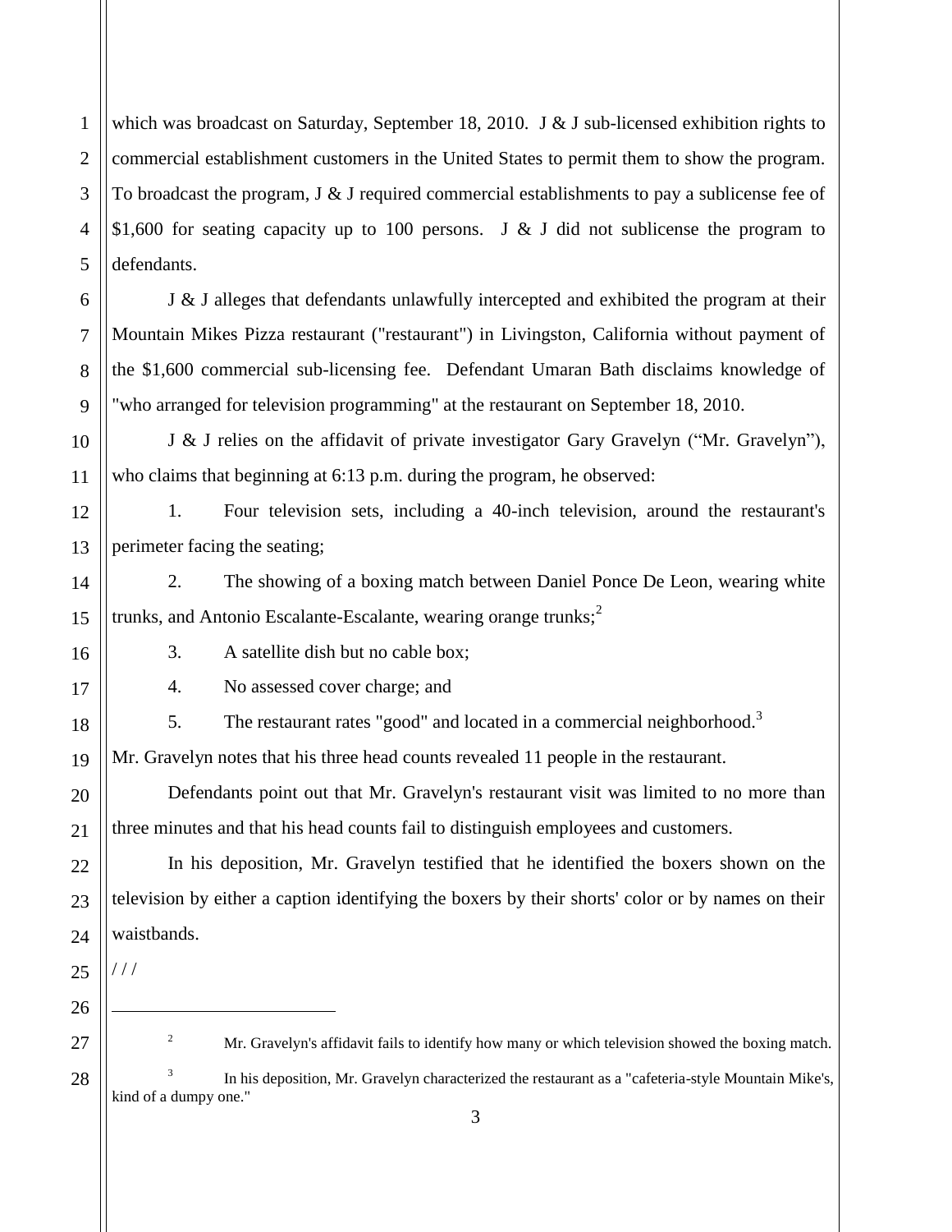which was broadcast on Saturday, September 18, 2010. J & J sub-licensed exhibition rights to commercial establishment customers in the United States to permit them to show the program. To broadcast the program, J & J required commercial establishments to pay a sublicense fee of $1,600 for seating capacity up to 100 persons. J & J did not sublicense the program to defendants.

J & J alleges that defendants unlawfully intercepted and exhibited the program at their Mountain Mikes Pizza restaurant ("restaurant") in Livingston, California without payment of the $1,600 commercial sub-licensing fee. Defendant Umaran Bath disclaims knowledge of "who arranged for television programming" at the restaurant on September 18, 2010.

J & J relies on the affidavit of private investigator Gary Gravelyn ("Mr. Gravelyn"), who claims that beginning at 6:13 p.m. during the program, he observed:

1. Four television sets, including a 40-inch television, around the restaurant's perimeter facing the seating;

2. The showing of a boxing match between Daniel Ponce De Leon, wearing white trunks, and Antonio Escalante-Escalante, wearing orange trunks;[2]

3. A satellite dish but no cable box;

4. No assessed cover charge; and

5. The restaurant rates "good" and located in a commercial neighborhood.[3]

Mr. Gravelyn notes that his three head counts revealed 11 people in the restaurant.

Defendants point out that Mr. Gravelyn's restaurant visit was limited to no more than three minutes and that his head counts fail to distinguish employees and customers.

In his deposition, Mr. Gravelyn testified that he identified the boxers shown on the television by either a caption identifying the boxers by their shorts' color or by names on their waistbands.

/ / /

---

[2] Mr. Gravelyn's affidavit fails to identify how many or which television showed the boxing match.

[3] In his deposition, Mr. Gravelyn characterized the restaurant as a "cafeteria-style Mountain Mike's, kind of a dumpy one."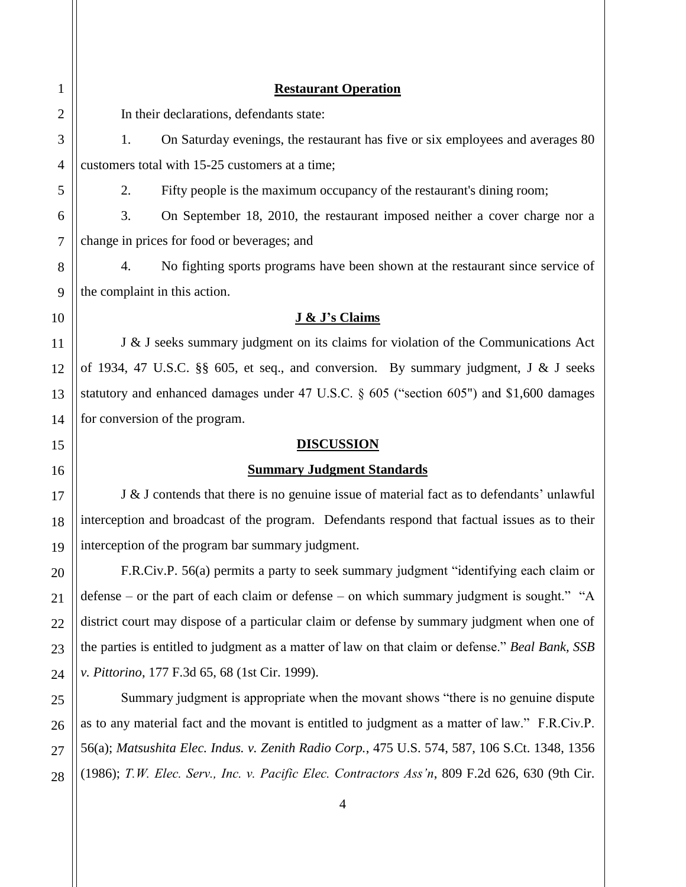**Restaurant Operation**

In their declarations, defendants state:

1. On Saturday evenings, the restaurant has five or six employees and averages 80 customers total with 15-25 customers at a time;

2. Fifty people is the maximum occupancy of the restaurant's dining room;

3. On September 18, 2010, the restaurant imposed neither a cover charge nor a change in prices for food or beverages; and

4. No fighting sports programs have been shown at the restaurant since service of the complaint in this action.

**J & J's Claims**

J & J seeks summary judgment on its claims for violation of the Communications Act of 1934, 47 U.S.C. §§ 605, et seq., and conversion. By summary judgment, J & J seeks statutory and enhanced damages under 47 U.S.C. § 605 ("section 605") and $1,600 damages for conversion of the program.

**DISCUSSION**

**Summary Judgment Standards**

J & J contends that there is no genuine issue of material fact as to defendants' unlawful interception and broadcast of the program. Defendants respond that factual issues as to their interception of the program bar summary judgment.

F.R.Civ.P. 56(a) permits a party to seek summary judgment "identifying each claim or defense – or the part of each claim or defense – on which summary judgment is sought." "A district court may dispose of a particular claim or defense by summary judgment when one of the parties is entitled to judgment as a matter of law on that claim or defense." *Beal Bank, SSB v. Pittorino*, 177 F.3d 65, 68 (1st Cir. 1999).

Summary judgment is appropriate when the movant shows "there is no genuine dispute as to any material fact and the movant is entitled to judgment as a matter of law." F.R.Civ.P. 56(a); *Matsushita Elec. Indus. v. Zenith Radio Corp.*, 475 U.S. 574, 587, 106 S.Ct. 1348, 1356 (1986); *T.W. Elec. Serv., Inc. v. Pacific Elec. Contractors Ass'n*, 809 F.2d 626, 630 (9th Cir.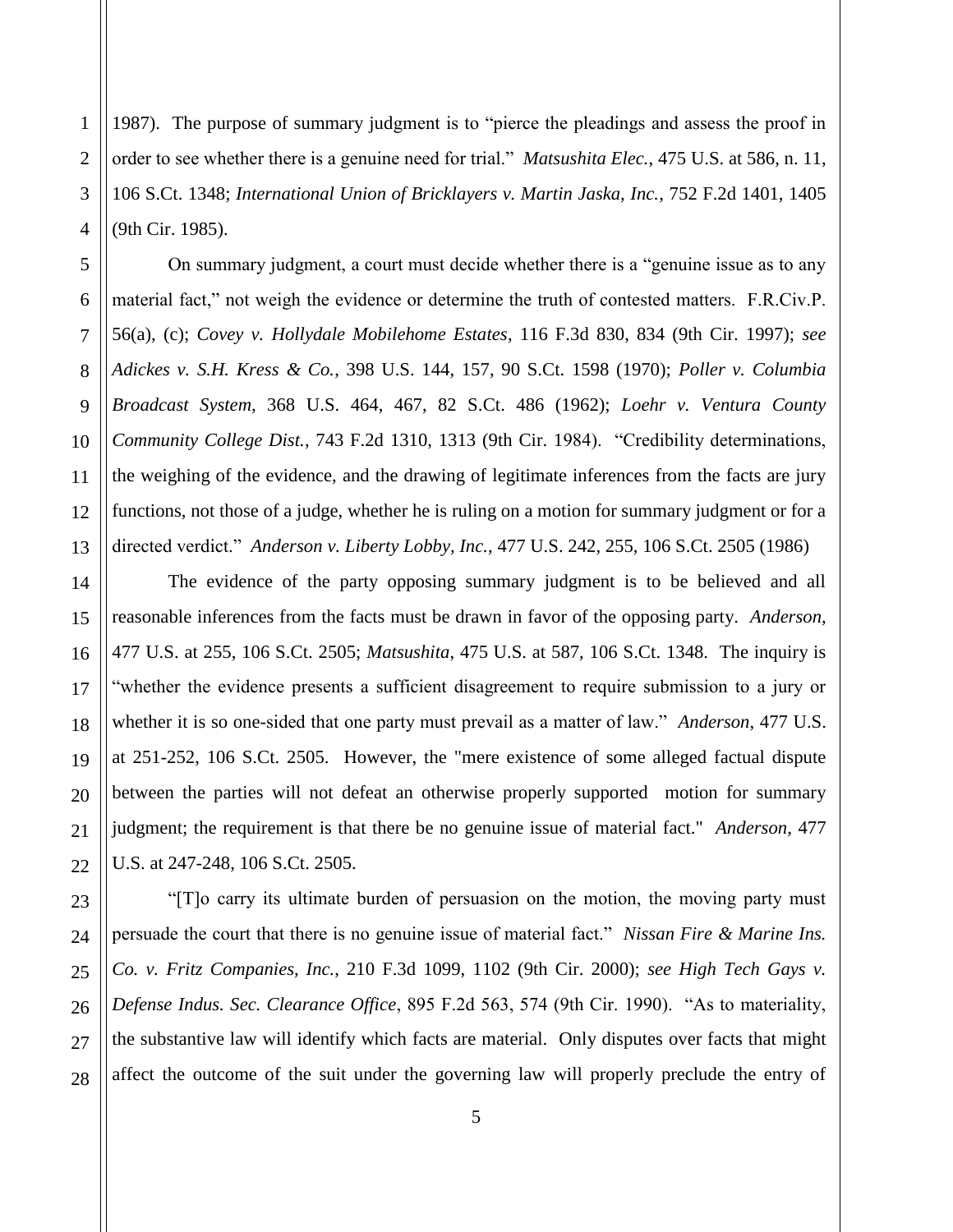1987). The purpose of summary judgment is to "pierce the pleadings and assess the proof in order to see whether there is a genuine need for trial." *Matsushita Elec.*, 475 U.S. at 586, n. 11, 106 S.Ct. 1348; *International Union of Bricklayers v. Martin Jaska, Inc.*, 752 F.2d 1401, 1405 (9th Cir. 1985).

On summary judgment, a court must decide whether there is a "genuine issue as to any material fact," not weigh the evidence or determine the truth of contested matters. F.R.Civ.P. 56(a), (c); *Covey v. Hollydale Mobilehome Estates*, 116 F.3d 830, 834 (9th Cir. 1997); *see Adickes v. S.H. Kress & Co.*, 398 U.S. 144, 157, 90 S.Ct. 1598 (1970); *Poller v. Columbia Broadcast System*, 368 U.S. 464, 467, 82 S.Ct. 486 (1962); *Loehr v. Ventura County Community College Dist.*, 743 F.2d 1310, 1313 (9th Cir. 1984). "Credibility determinations, the weighing of the evidence, and the drawing of legitimate inferences from the facts are jury functions, not those of a judge, whether he is ruling on a motion for summary judgment or for a directed verdict." *Anderson v. Liberty Lobby, Inc.*, 477 U.S. 242, 255, 106 S.Ct. 2505 (1986)

The evidence of the party opposing summary judgment is to be believed and all reasonable inferences from the facts must be drawn in favor of the opposing party. *Anderson*, 477 U.S. at 255, 106 S.Ct. 2505; *Matsushita*, 475 U.S. at 587, 106 S.Ct. 1348. The inquiry is "whether the evidence presents a sufficient disagreement to require submission to a jury or whether it is so one-sided that one party must prevail as a matter of law." *Anderson*, 477 U.S. at 251-252, 106 S.Ct. 2505. However, the "mere existence of some alleged factual dispute between the parties will not defeat an otherwise properly supported motion for summary judgment; the requirement is that there be no genuine issue of material fact." *Anderson*, 477 U.S. at 247-248, 106 S.Ct. 2505.

"[T]o carry its ultimate burden of persuasion on the motion, the moving party must persuade the court that there is no genuine issue of material fact." *Nissan Fire & Marine Ins. Co. v. Fritz Companies, Inc.*, 210 F.3d 1099, 1102 (9th Cir. 2000); *see High Tech Gays v. Defense Indus. Sec. Clearance Office*, 895 F.2d 563, 574 (9th Cir. 1990). "As to materiality, the substantive law will identify which facts are material. Only disputes over facts that might affect the outcome of the suit under the governing law will properly preclude the entry of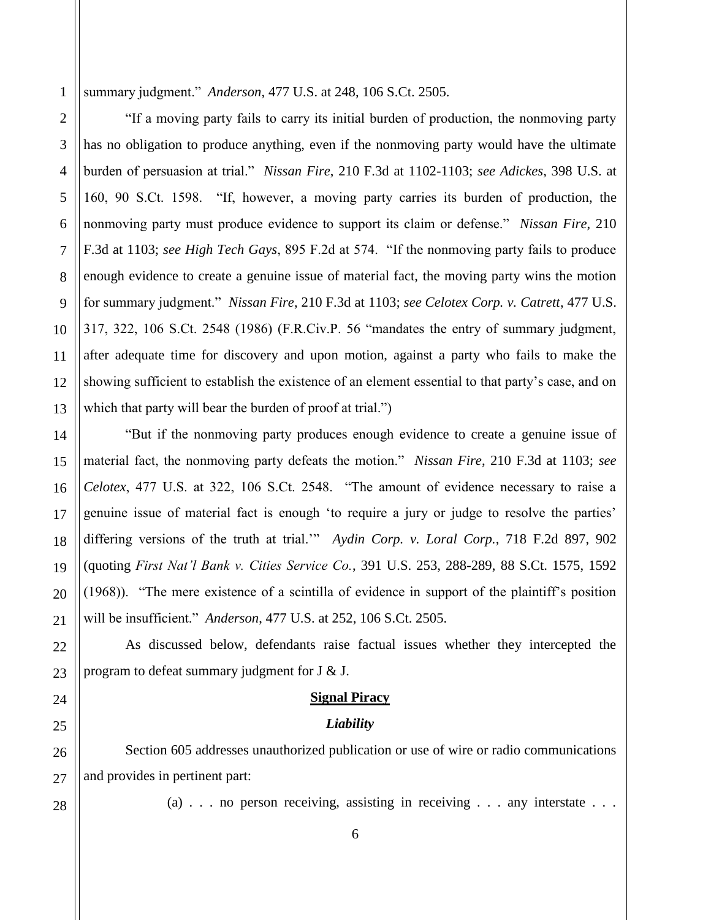summary judgment." *Anderson*, 477 U.S. at 248, 106 S.Ct. 2505.

"If a moving party fails to carry its initial burden of production, the nonmoving party has no obligation to produce anything, even if the nonmoving party would have the ultimate burden of persuasion at trial." *Nissan Fire*, 210 F.3d at 1102-1103; *see Adickes*, 398 U.S. at 160, 90 S.Ct. 1598. "If, however, a moving party carries its burden of production, the nonmoving party must produce evidence to support its claim or defense." *Nissan Fire*, 210 F.3d at 1103; *see High Tech Gays*, 895 F.2d at 574. "If the nonmoving party fails to produce enough evidence to create a genuine issue of material fact, the moving party wins the motion for summary judgment." *Nissan Fire*, 210 F.3d at 1103; *see Celotex Corp. v. Catrett*, 477 U.S. 317, 322, 106 S.Ct. 2548 (1986) (F.R.Civ.P. 56 "mandates the entry of summary judgment, after adequate time for discovery and upon motion, against a party who fails to make the showing sufficient to establish the existence of an element essential to that party's case, and on which that party will bear the burden of proof at trial.")

"But if the nonmoving party produces enough evidence to create a genuine issue of material fact, the nonmoving party defeats the motion." *Nissan Fire*, 210 F.3d at 1103; *see Celotex*, 477 U.S. at 322, 106 S.Ct. 2548. "The amount of evidence necessary to raise a genuine issue of material fact is enough 'to require a jury or judge to resolve the parties' differing versions of the truth at trial.'" *Aydin Corp. v. Loral Corp.*, 718 F.2d 897, 902 (quoting *First Nat'l Bank v. Cities Service Co.*, 391 U.S. 253, 288-289, 88 S.Ct. 1575, 1592 (1968)). "The mere existence of a scintilla of evidence in support of the plaintiff's position will be insufficient." *Anderson*, 477 U.S. at 252, 106 S.Ct. 2505.

As discussed below, defendants raise factual issues whether they intercepted the program to defeat summary judgment for J & J.

**Signal Piracy**

***Liability***

Section 605 addresses unauthorized publication or use of wire or radio communications and provides in pertinent part:

> (a) . . . no person receiving, assisting in receiving . . . any interstate . . .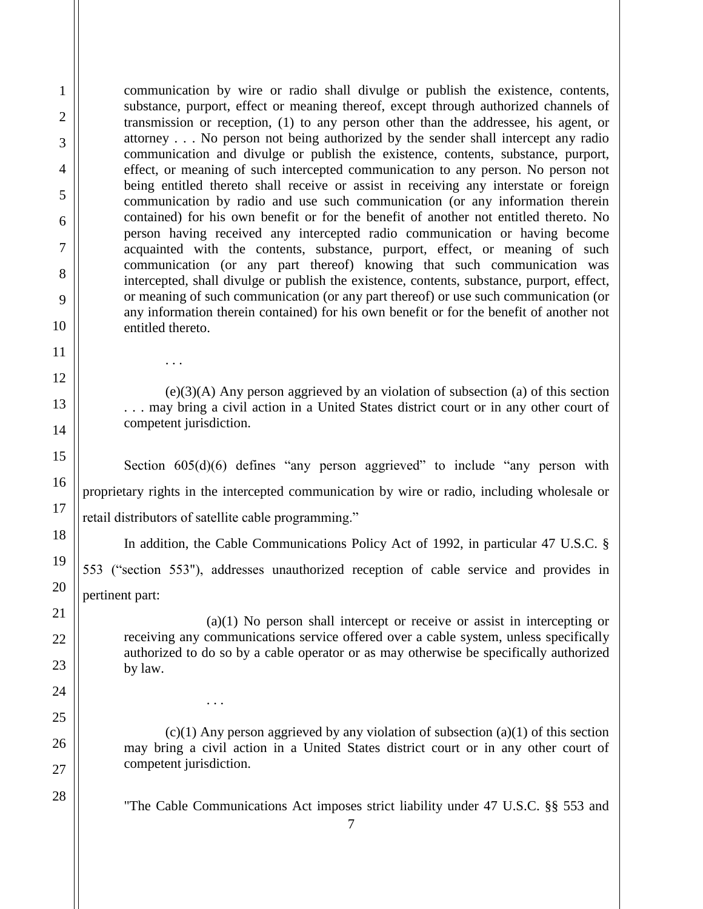communication by wire or radio shall divulge or publish the existence, contents, substance, purport, effect or meaning thereof, except through authorized channels of transmission or reception, (1) to any person other than the addressee, his agent, or attorney . . . No person not being authorized by the sender shall intercept any radio communication and divulge or publish the existence, contents, substance, purport, effect, or meaning of such intercepted communication to any person. No person not being entitled thereto shall receive or assist in receiving any interstate or foreign communication by radio and use such communication (or any information therein contained) for his own benefit or for the benefit of another not entitled thereto. No person having received any intercepted radio communication or having become acquainted with the contents, substance, purport, effect, or meaning of such communication (or any part thereof) knowing that such communication was intercepted, shall divulge or publish the existence, contents, substance, purport, effect, or meaning of such communication (or any part thereof) or use such communication (or any information therein contained) for his own benefit or for the benefit of another not entitled thereto.

> . . .

> (e)(3)(A) Any person aggrieved by an violation of subsection (a) of this section . . . may bring a civil action in a United States district court or in any other court of competent jurisdiction.

Section 605(d)(6) defines "any person aggrieved" to include "any person with proprietary rights in the intercepted communication by wire or radio, including wholesale or retail distributors of satellite cable programming."

In addition, the Cable Communications Policy Act of 1992, in particular 47 U.S.C. § 553 ("section 553"), addresses unauthorized reception of cable service and provides in pertinent part:

> (a)(1) No person shall intercept or receive or assist in intercepting or receiving any communications service offered over a cable system, unless specifically authorized to do so by a cable operator or as may otherwise be specifically authorized by law.

> . . .

> (c)(1) Any person aggrieved by any violation of subsection (a)(1) of this section may bring a civil action in a United States district court or in any other court of competent jurisdiction.

"The Cable Communications Act imposes strict liability under 47 U.S.C. §§ 553 and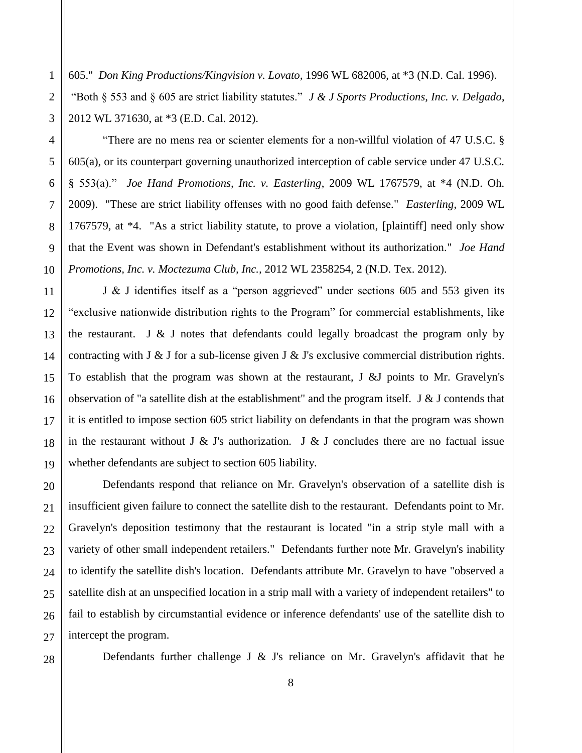605." *Don King Productions/Kingvision v. Lovato*, 1996 WL 682006, at *3 (N.D. Cal. 1996). "Both § 553 and § 605 are strict liability statutes." *J & J Sports Productions, Inc. v. Delgado*, 2012 WL 371630, at *3 (E.D. Cal. 2012).

"There are no mens rea or scienter elements for a non-willful violation of 47 U.S.C. § 605(a), or its counterpart governing unauthorized interception of cable service under 47 U.S.C. § 553(a)." *Joe Hand Promotions, Inc. v. Easterling*, 2009 WL 1767579, at *4 (N.D. Oh. 2009). "These are strict liability offenses with no good faith defense." *Easterling*, 2009 WL 1767579, at *4. "As a strict liability statute, to prove a violation, [plaintiff] need only show that the Event was shown in Defendant's establishment without its authorization." *Joe Hand Promotions, Inc. v. Moctezuma Club, Inc.*, 2012 WL 2358254, 2 (N.D. Tex. 2012).

J & J identifies itself as a "person aggrieved" under sections 605 and 553 given its "exclusive nationwide distribution rights to the Program" for commercial establishments, like the restaurant. J & J notes that defendants could legally broadcast the program only by contracting with J & J for a sub-license given J & J's exclusive commercial distribution rights. To establish that the program was shown at the restaurant, J &J points to Mr. Gravelyn's observation of "a satellite dish at the establishment" and the program itself. J & J contends that it is entitled to impose section 605 strict liability on defendants in that the program was shown in the restaurant without J & J's authorization. J & J concludes there are no factual issue whether defendants are subject to section 605 liability.

Defendants respond that reliance on Mr. Gravelyn's observation of a satellite dish is insufficient given failure to connect the satellite dish to the restaurant. Defendants point to Mr. Gravelyn's deposition testimony that the restaurant is located "in a strip style mall with a variety of other small independent retailers." Defendants further note Mr. Gravelyn's inability to identify the satellite dish's location. Defendants attribute Mr. Gravelyn to have "observed a satellite dish at an unspecified location in a strip mall with a variety of independent retailers" to fail to establish by circumstantial evidence or inference defendants' use of the satellite dish to intercept the program.

Defendants further challenge J & J's reliance on Mr. Gravelyn's affidavit that he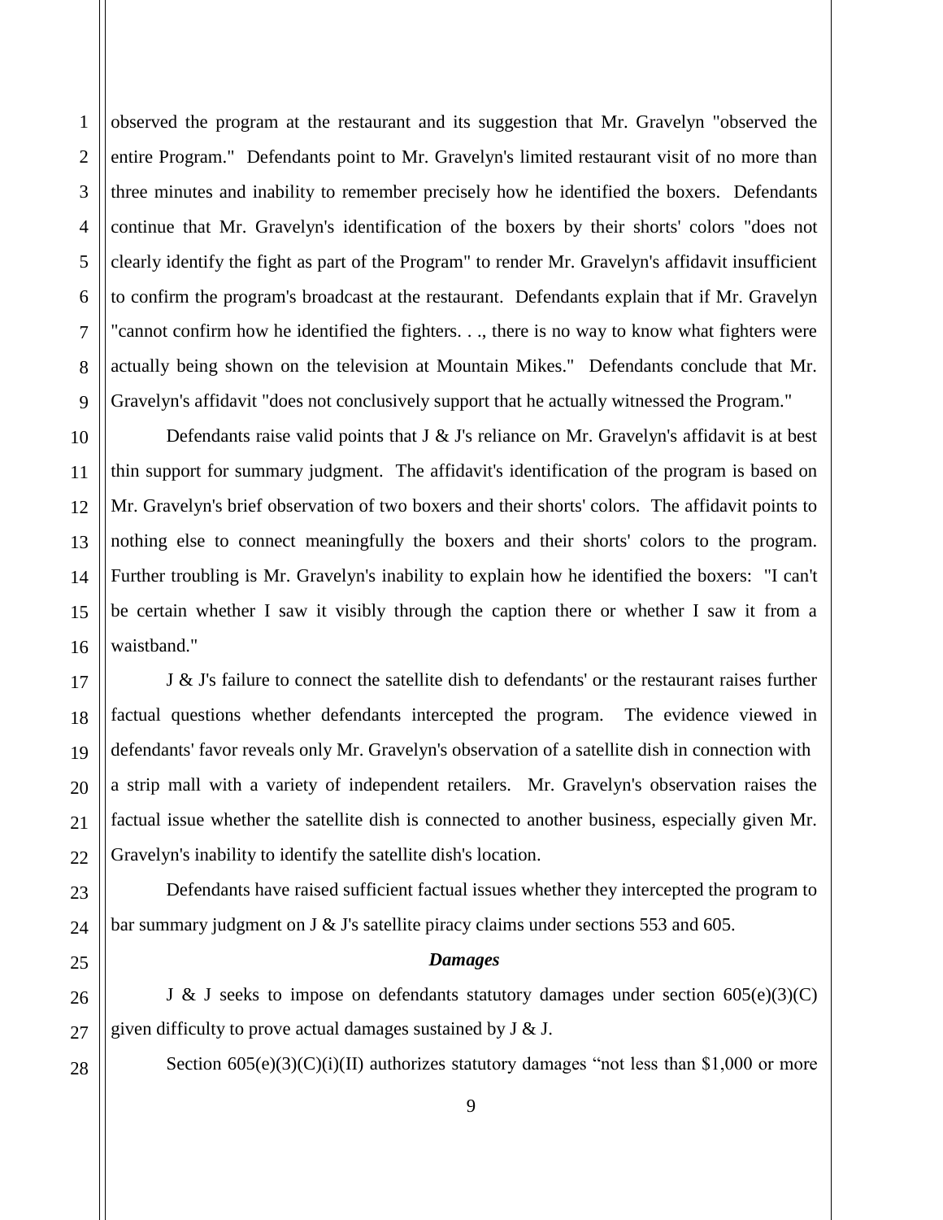observed the program at the restaurant and its suggestion that Mr. Gravelyn "observed the entire Program." Defendants point to Mr. Gravelyn's limited restaurant visit of no more than three minutes and inability to remember precisely how he identified the boxers. Defendants continue that Mr. Gravelyn's identification of the boxers by their shorts' colors "does not clearly identify the fight as part of the Program" to render Mr. Gravelyn's affidavit insufficient to confirm the program's broadcast at the restaurant. Defendants explain that if Mr. Gravelyn "cannot confirm how he identified the fighters. . ., there is no way to know what fighters were actually being shown on the television at Mountain Mikes." Defendants conclude that Mr. Gravelyn's affidavit "does not conclusively support that he actually witnessed the Program."

Defendants raise valid points that J & J's reliance on Mr. Gravelyn's affidavit is at best thin support for summary judgment. The affidavit's identification of the program is based on Mr. Gravelyn's brief observation of two boxers and their shorts' colors. The affidavit points to nothing else to connect meaningfully the boxers and their shorts' colors to the program. Further troubling is Mr. Gravelyn's inability to explain how he identified the boxers: "I can't be certain whether I saw it visibly through the caption there or whether I saw it from a waistband."

J & J's failure to connect the satellite dish to defendants' or the restaurant raises further factual questions whether defendants intercepted the program. The evidence viewed in defendants' favor reveals only Mr. Gravelyn's observation of a satellite dish in connection with a strip mall with a variety of independent retailers. Mr. Gravelyn's observation raises the factual issue whether the satellite dish is connected to another business, especially given Mr. Gravelyn's inability to identify the satellite dish's location.

Defendants have raised sufficient factual issues whether they intercepted the program to bar summary judgment on J & J's satellite piracy claims under sections 553 and 605.

### *Damages*

J & J seeks to impose on defendants statutory damages under section 605(e)(3)(C) given difficulty to prove actual damages sustained by J & J.

Section 605(e)(3)(C)(i)(II) authorizes statutory damages "not less than $1,000 or more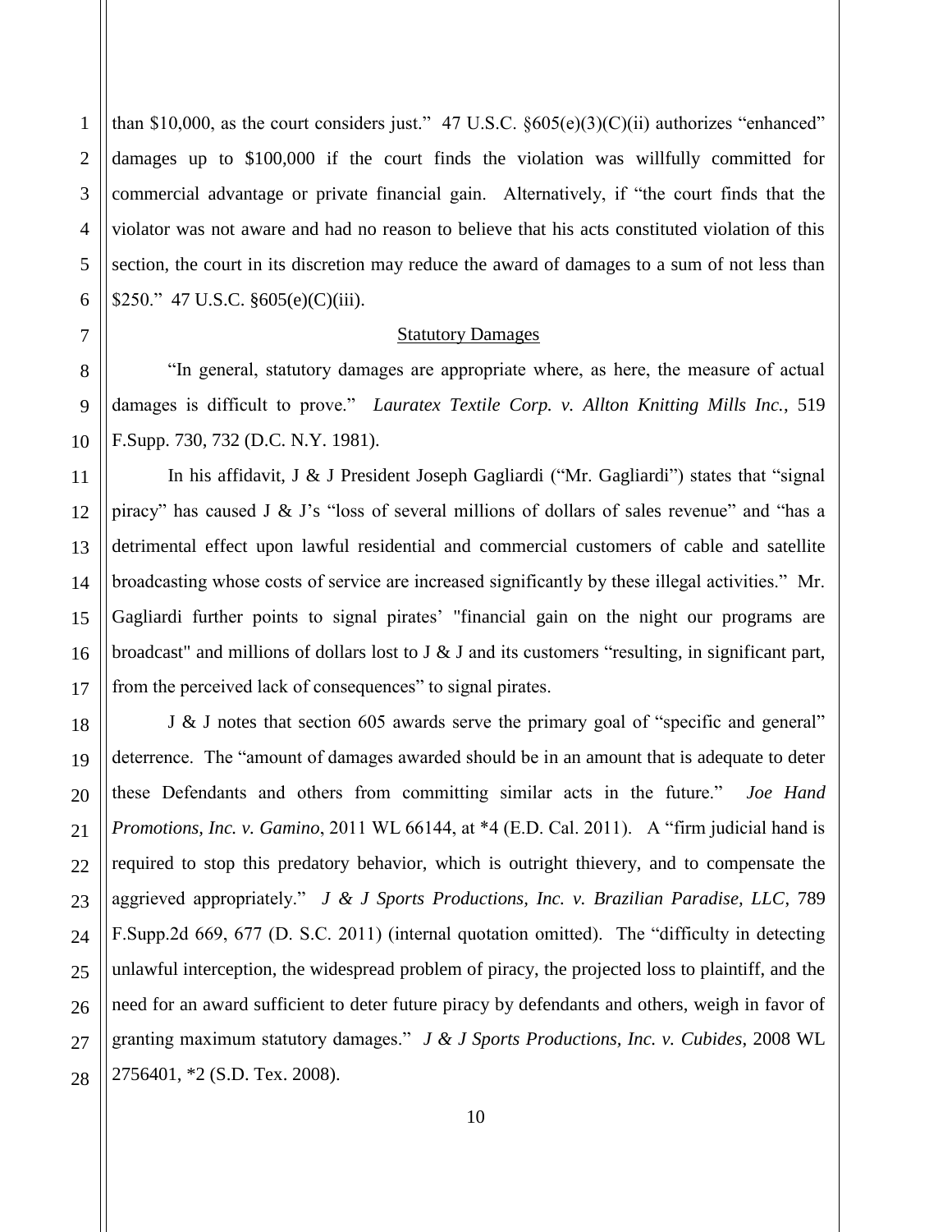than $10,000, as the court considers just." 47 U.S.C. §605(e)(3)(C)(ii) authorizes "enhanced" damages up to $100,000 if the court finds the violation was willfully committed for commercial advantage or private financial gain. Alternatively, if "the court finds that the violator was not aware and had no reason to believe that his acts constituted violation of this section, the court in its discretion may reduce the award of damages to a sum of not less than $250." 47 U.S.C. §605(e)(C)(iii).

<u>Statutory Damages</u>

"In general, statutory damages are appropriate where, as here, the measure of actual damages is difficult to prove." *Lauratex Textile Corp. v. Allton Knitting Mills Inc.*, 519 F.Supp. 730, 732 (D.C. N.Y. 1981).

In his affidavit, J & J President Joseph Gagliardi ("Mr. Gagliardi") states that "signal piracy" has caused J & J's "loss of several millions of dollars of sales revenue" and "has a detrimental effect upon lawful residential and commercial customers of cable and satellite broadcasting whose costs of service are increased significantly by these illegal activities." Mr. Gagliardi further points to signal pirates' "financial gain on the night our programs are broadcast" and millions of dollars lost to J & J and its customers "resulting, in significant part, from the perceived lack of consequences" to signal pirates.

J & J notes that section 605 awards serve the primary goal of "specific and general" deterrence. The "amount of damages awarded should be in an amount that is adequate to deter these Defendants and others from committing similar acts in the future." *Joe Hand Promotions, Inc. v. Gamino*, 2011 WL 66144, at *4 (E.D. Cal. 2011). A "firm judicial hand is required to stop this predatory behavior, which is outright thievery, and to compensate the aggrieved appropriately." *J & J Sports Productions, Inc. v. Brazilian Paradise, LLC*, 789 F.Supp.2d 669, 677 (D. S.C. 2011) (internal quotation omitted). The "difficulty in detecting unlawful interception, the widespread problem of piracy, the projected loss to plaintiff, and the need for an award sufficient to deter future piracy by defendants and others, weigh in favor of granting maximum statutory damages." *J & J Sports Productions, Inc. v. Cubides*, 2008 WL 2756401, *2 (S.D. Tex. 2008).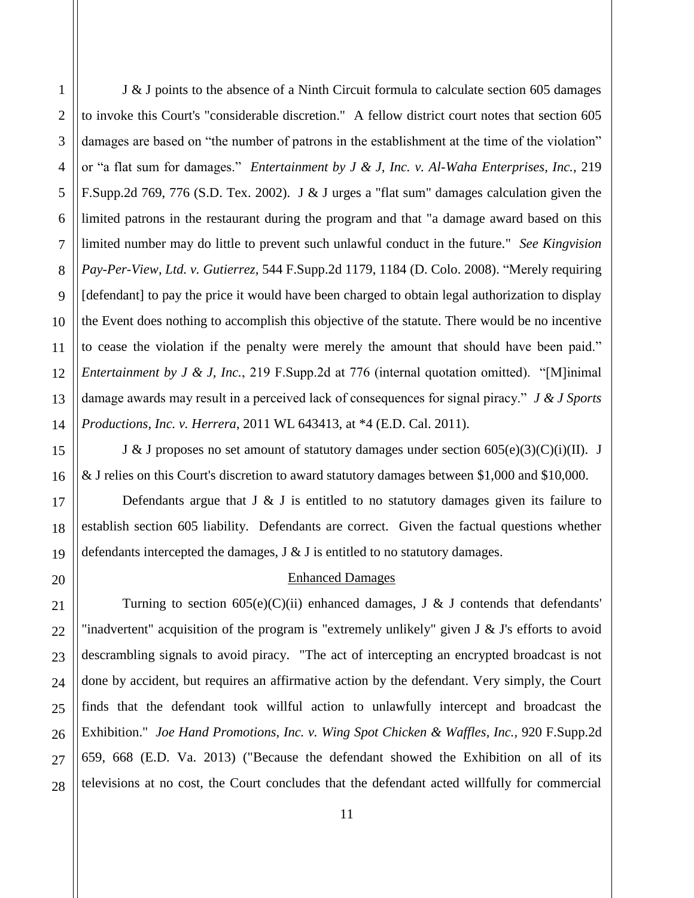J & J points to the absence of a Ninth Circuit formula to calculate section 605 damages to invoke this Court's "considerable discretion." A fellow district court notes that section 605 damages are based on "the number of patrons in the establishment at the time of the violation" or "a flat sum for damages." *Entertainment by J & J, Inc. v. Al-Waha Enterprises, Inc.*, 219 F.Supp.2d 769, 776 (S.D. Tex. 2002). J & J urges a "flat sum" damages calculation given the limited patrons in the restaurant during the program and that "a damage award based on this limited number may do little to prevent such unlawful conduct in the future." *See Kingvision Pay-Per-View, Ltd. v. Gutierrez,* 544 F.Supp.2d 1179, 1184 (D. Colo. 2008). "Merely requiring [defendant] to pay the price it would have been charged to obtain legal authorization to display the Event does nothing to accomplish this objective of the statute. There would be no incentive to cease the violation if the penalty were merely the amount that should have been paid." *Entertainment by J & J, Inc.*, 219 F.Supp.2d at 776 (internal quotation omitted). "[M]inimal damage awards may result in a perceived lack of consequences for signal piracy." *J & J Sports Productions, Inc. v. Herrera*, 2011 WL 643413, at *4 (E.D. Cal. 2011).

J & J proposes no set amount of statutory damages under section 605(e)(3)(C)(i)(II). J & J relies on this Court's discretion to award statutory damages between $1,000 and $10,000.

Defendants argue that J & J is entitled to no statutory damages given its failure to establish section 605 liability. Defendants are correct. Given the factual questions whether defendants intercepted the damages, J & J is entitled to no statutory damages.

<u>Enhanced Damages</u>

Turning to section 605(e)(C)(ii) enhanced damages, J & J contends that defendants' "inadvertent" acquisition of the program is "extremely unlikely" given J & J's efforts to avoid descrambling signals to avoid piracy. "The act of intercepting an encrypted broadcast is not done by accident, but requires an affirmative action by the defendant. Very simply, the Court finds that the defendant took willful action to unlawfully intercept and broadcast the Exhibition." *Joe Hand Promotions, Inc. v. Wing Spot Chicken & Waffles, Inc.*, 920 F.Supp.2d 659, 668 (E.D. Va. 2013) ("Because the defendant showed the Exhibition on all of its televisions at no cost, the Court concludes that the defendant acted willfully for commercial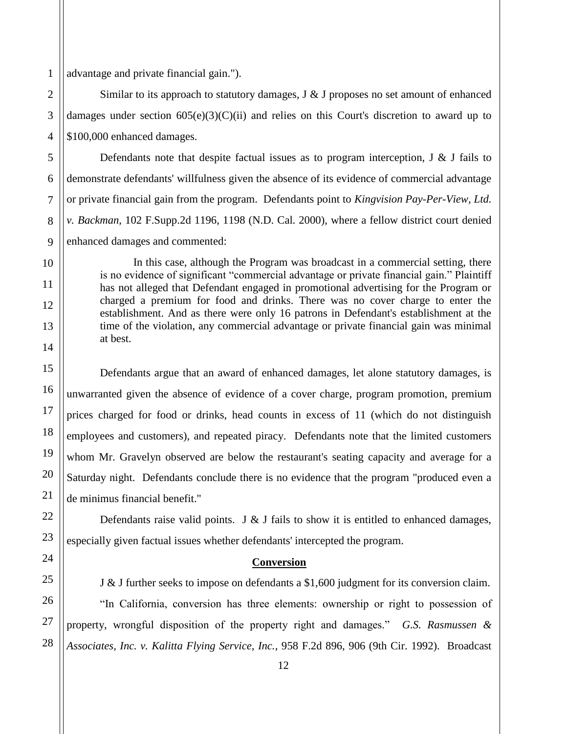advantage and private financial gain.").

Similar to its approach to statutory damages, J & J proposes no set amount of enhanced damages under section 605(e)(3)(C)(ii) and relies on this Court's discretion to award up to $100,000 enhanced damages.

Defendants note that despite factual issues as to program interception, J & J fails to demonstrate defendants' willfulness given the absence of its evidence of commercial advantage or private financial gain from the program. Defendants point to *Kingvision Pay-Per-View, Ltd. v. Backman,* 102 F.Supp.2d 1196, 1198 (N.D. Cal. 2000), where a fellow district court denied enhanced damages and commented:

> In this case, although the Program was broadcast in a commercial setting, there is no evidence of significant "commercial advantage or private financial gain." Plaintiff has not alleged that Defendant engaged in promotional advertising for the Program or charged a premium for food and drinks. There was no cover charge to enter the establishment. And as there were only 16 patrons in Defendant's establishment at the time of the violation, any commercial advantage or private financial gain was minimal at best.

Defendants argue that an award of enhanced damages, let alone statutory damages, is unwarranted given the absence of evidence of a cover charge, program promotion, premium prices charged for food or drinks, head counts in excess of 11 (which do not distinguish employees and customers), and repeated piracy. Defendants note that the limited customers whom Mr. Gravelyn observed are below the restaurant's seating capacity and average for a Saturday night. Defendants conclude there is no evidence that the program "produced even a de minimus financial benefit."

Defendants raise valid points. J & J fails to show it is entitled to enhanced damages, especially given factual issues whether defendants' intercepted the program.

**Conversion**

J & J further seeks to impose on defendants a $1,600 judgment for its conversion claim.

"In California, conversion has three elements: ownership or right to possession of property, wrongful disposition of the property right and damages." *G.S. Rasmussen & Associates, Inc. v. Kalitta Flying Service, Inc.*, 958 F.2d 896, 906 (9th Cir. 1992). Broadcast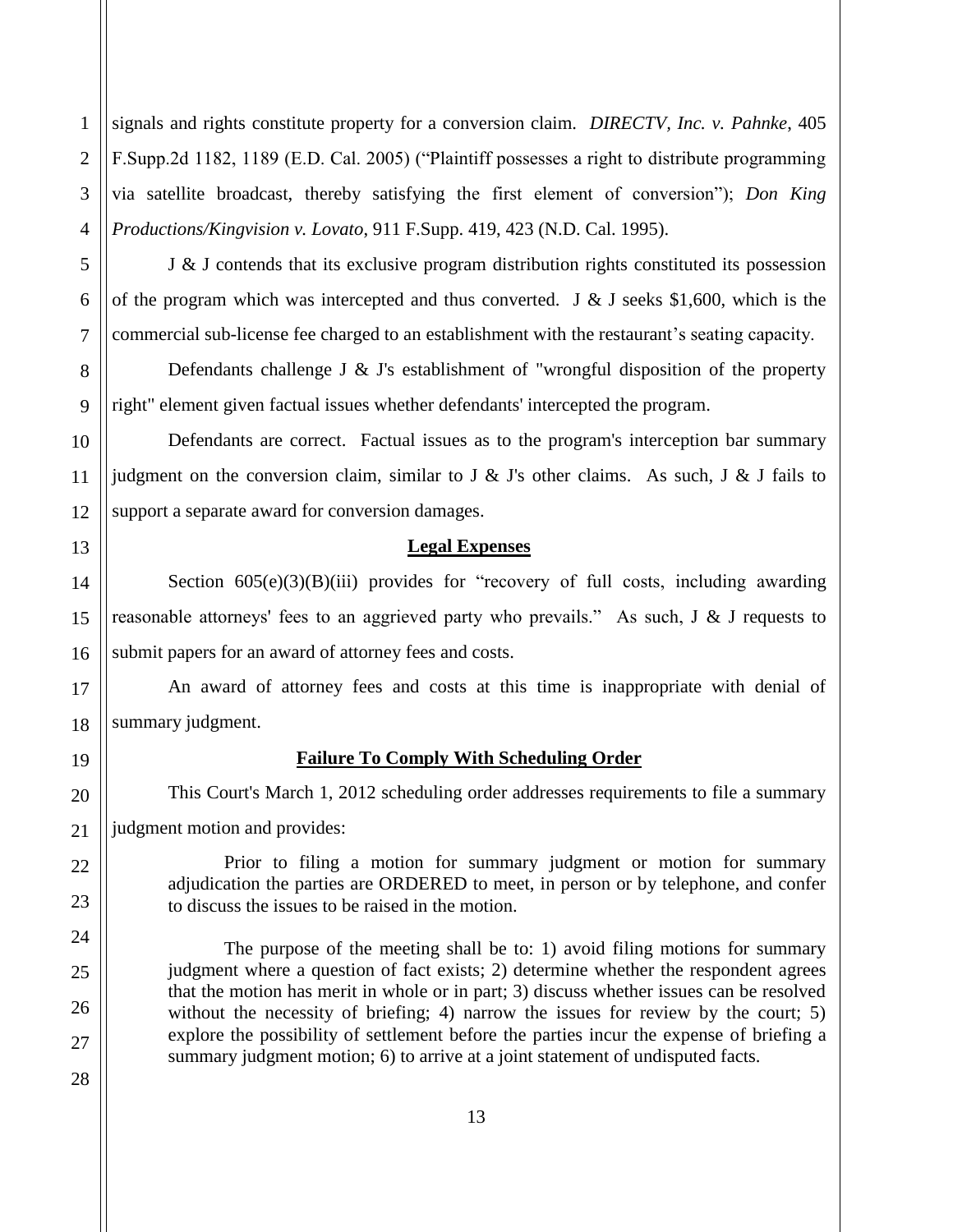signals and rights constitute property for a conversion claim. *DIRECTV, Inc. v. Pahnke*, 405 F.Supp.2d 1182, 1189 (E.D. Cal. 2005) ("Plaintiff possesses a right to distribute programming via satellite broadcast, thereby satisfying the first element of conversion"); *Don King Productions/Kingvision v. Lovato*, 911 F.Supp. 419, 423 (N.D. Cal. 1995).

J & J contends that its exclusive program distribution rights constituted its possession of the program which was intercepted and thus converted. J & J seeks $1,600, which is the commercial sub-license fee charged to an establishment with the restaurant's seating capacity.

Defendants challenge J & J's establishment of "wrongful disposition of the property right" element given factual issues whether defendants' intercepted the program.

Defendants are correct. Factual issues as to the program's interception bar summary judgment on the conversion claim, similar to J & J's other claims. As such, J & J fails to support a separate award for conversion damages.

## Legal Expenses

Section 605(e)(3)(B)(iii) provides for "recovery of full costs, including awarding reasonable attorneys' fees to an aggrieved party who prevails." As such, J & J requests to submit papers for an award of attorney fees and costs.

An award of attorney fees and costs at this time is inappropriate with denial of summary judgment.

## Failure To Comply With Scheduling Order

This Court's March 1, 2012 scheduling order addresses requirements to file a summary judgment motion and provides:

> Prior to filing a motion for summary judgment or motion for summary adjudication the parties are ORDERED to meet, in person or by telephone, and confer to discuss the issues to be raised in the motion.
>
> The purpose of the meeting shall be to: 1) avoid filing motions for summary judgment where a question of fact exists; 2) determine whether the respondent agrees that the motion has merit in whole or in part; 3) discuss whether issues can be resolved without the necessity of briefing; 4) narrow the issues for review by the court; 5) explore the possibility of settlement before the parties incur the expense of briefing a summary judgment motion; 6) to arrive at a joint statement of undisputed facts.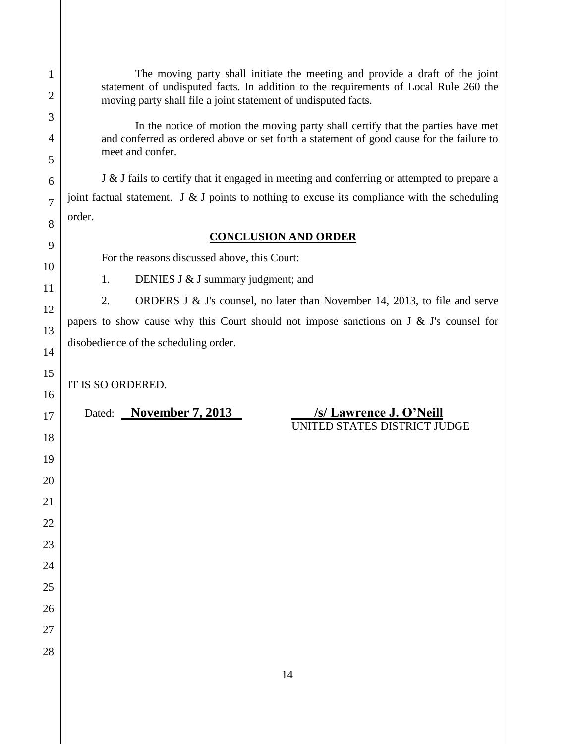> The moving party shall initiate the meeting and provide a draft of the joint statement of undisputed facts. In addition to the requirements of Local Rule 260 the moving party shall file a joint statement of undisputed facts.
>
> In the notice of motion the moving party shall certify that the parties have met and conferred as ordered above or set forth a statement of good cause for the failure to meet and confer.

J & J fails to certify that it engaged in meeting and conferring or attempted to prepare a joint factual statement. J & J points to nothing to excuse its compliance with the scheduling order.

## CONCLUSION AND ORDER

For the reasons discussed above, this Court:

1. DENIES J & J summary judgment; and

2. ORDERS J & J's counsel, no later than November 14, 2013, to file and serve papers to show cause why this Court should not impose sanctions on J & J's counsel for disobedience of the scheduling order.

IT IS SO ORDERED.

Dated: **November 7, 2013**

**/s/ Lawrence J. O'Neill**
UNITED STATES DISTRICT JUDGE